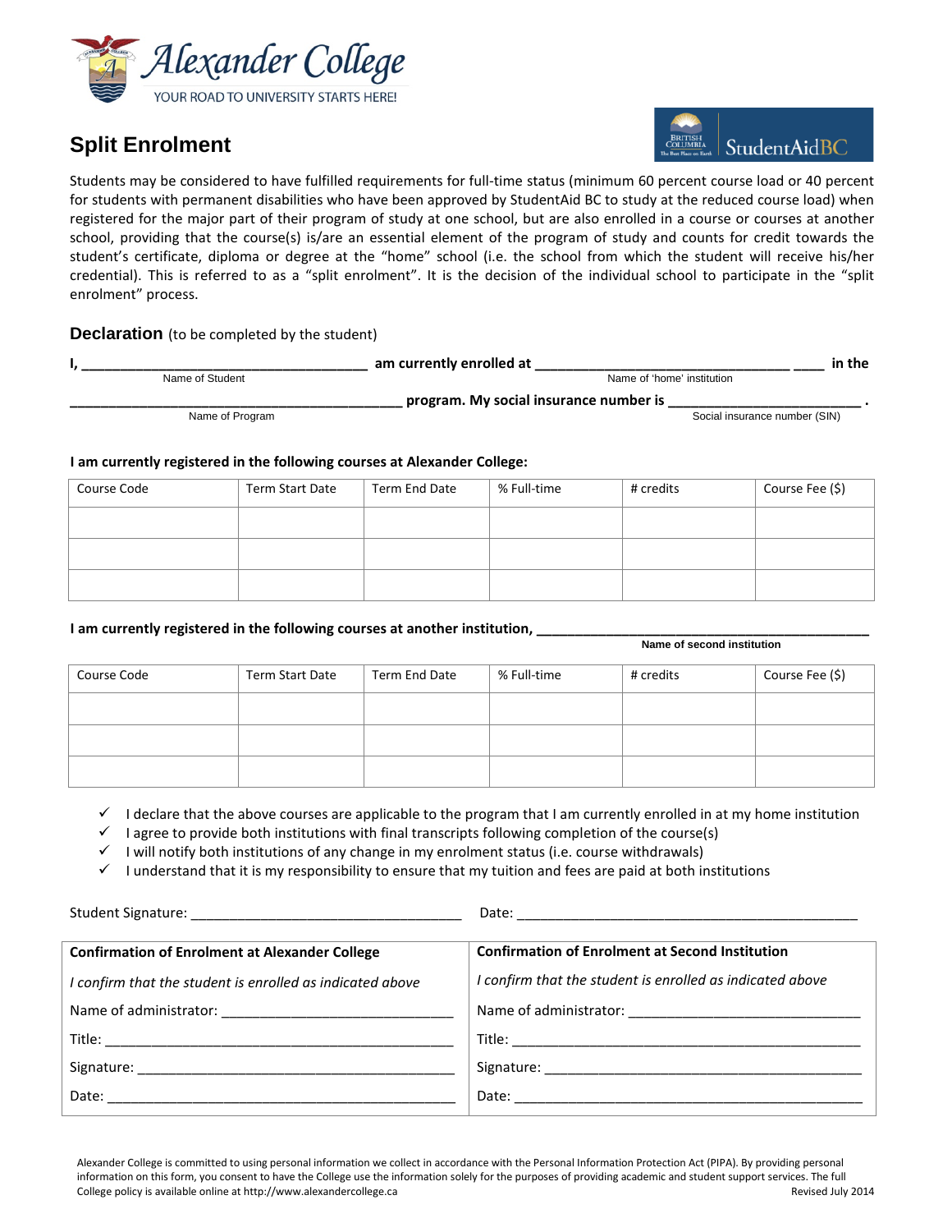Alexander College

YOUR ROAD TO UNIVERSITY STARTS HERE!

# Split Enrolment

StudentAidBC

Students may be considered to have fulfilled requirements for full-time status (minimum 60 percent course load or 40 percent for students with permanent disabilities who have been approved by StudentAid BC to study at the reduced course load) when registered for the major part of their program of study at one school, but are also enrolled in a course or courses at another school, providing that the course(s) is/are an essential element of the program of study and counts for credit towards the student's certificate, diploma or degree at the "home" school (i.e. the school from which the student will receive his/her credential). This is referred to as a "split enrolment". It is the decision of the individual school to participate in the "split enrolment" process.

## Declaration (to be completed by the student)

**I, ____________________________________ am currently enrolled at ________________________________ ____ in the**
Name of Student / Name of 'home' institution

**__________________________________________ program. My social insurance number is ________________________ .**
Name of Program / Social insurance number (SIN)

**I am currently registered in the following courses at Alexander College:**

| Course Code | Term Start Date | Term End Date | % Full-time | # credits | Course Fee ($) |
|---|---|---|---|---|---|
| | | | | | |
| | | | | | |
| | | | | | |

**I am currently registered in the following courses at another institution, ________________________________________**
Name of second institution

| Course Code | Term Start Date | Term End Date | % Full-time | # credits | Course Fee ($) |
|---|---|---|---|---|---|
| | | | | | |
| | | | | | |
| | | | | | |

- ✓ I declare that the above courses are applicable to the program that I am currently enrolled in at my home institution
- ✓ I agree to provide both institutions with final transcripts following completion of the course(s)
- ✓ I will notify both institutions of any change in my enrolment status (i.e. course withdrawals)
- ✓ I understand that it is my responsibility to ensure that my tuition and fees are paid at both institutions

Student Signature: ___________________________________ Date: ___________________________________________

| **Confirmation of Enrolment at Alexander College** | **Confirmation of Enrolment at Second Institution** |
|---|---|
| *I confirm that the student is enrolled as indicated above* | *I confirm that the student is enrolled as indicated above* |
| Name of administrator: _____________________________ | Name of administrator: _____________________________ |
| Title: ____________________________________________ | Title: ____________________________________________ |
| Signature: ________________________________________ | Signature: ________________________________________ |
| Date: _____________________________________________ | Date: _____________________________________________ |

Alexander College is committed to using personal information we collect in accordance with the Personal Information Protection Act (PIPA). By providing personal information on this form, you consent to have the College use the information solely for the purposes of providing academic and student support services. The full College policy is available online at http://www.alexandercollege.ca

Revised July 2014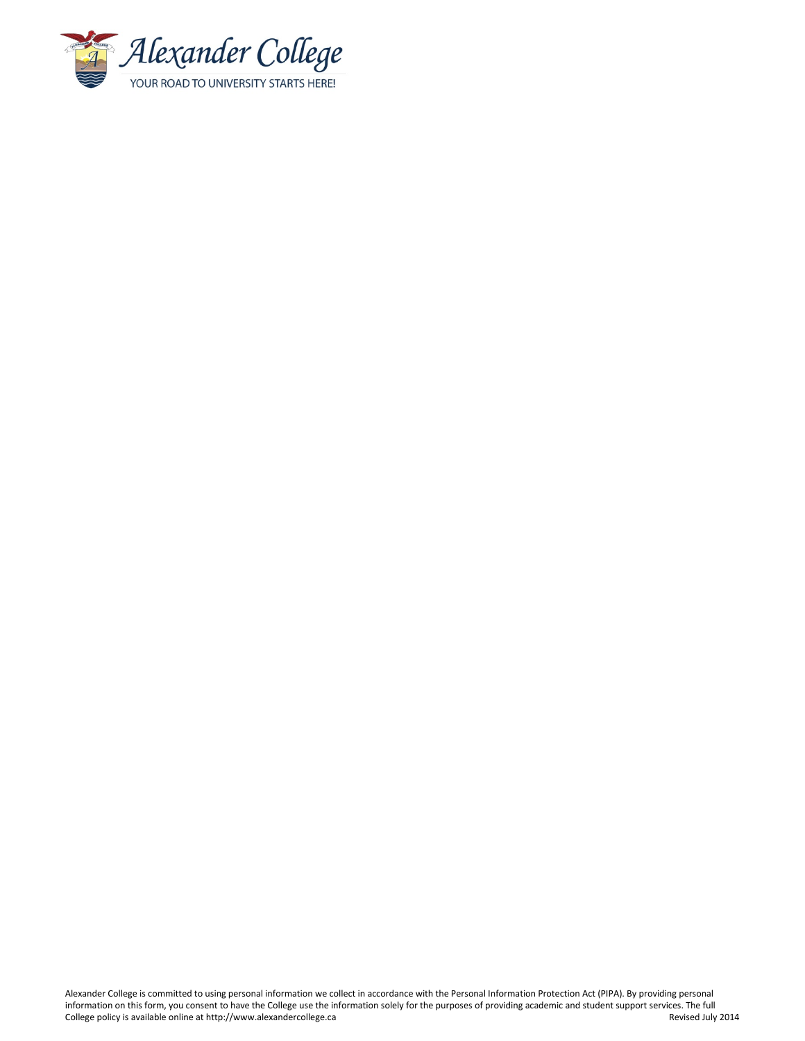Alexander College

YOUR ROAD TO UNIVERSITY STARTS HERE!

Alexander College is committed to using personal information we collect in accordance with the Personal Information Protection Act (PIPA). By providing personal information on this form, you consent to have the College use the information solely for the purposes of providing academic and student support services. The full College policy is available online at http://www.alexandercollege.ca

Revised July 2014